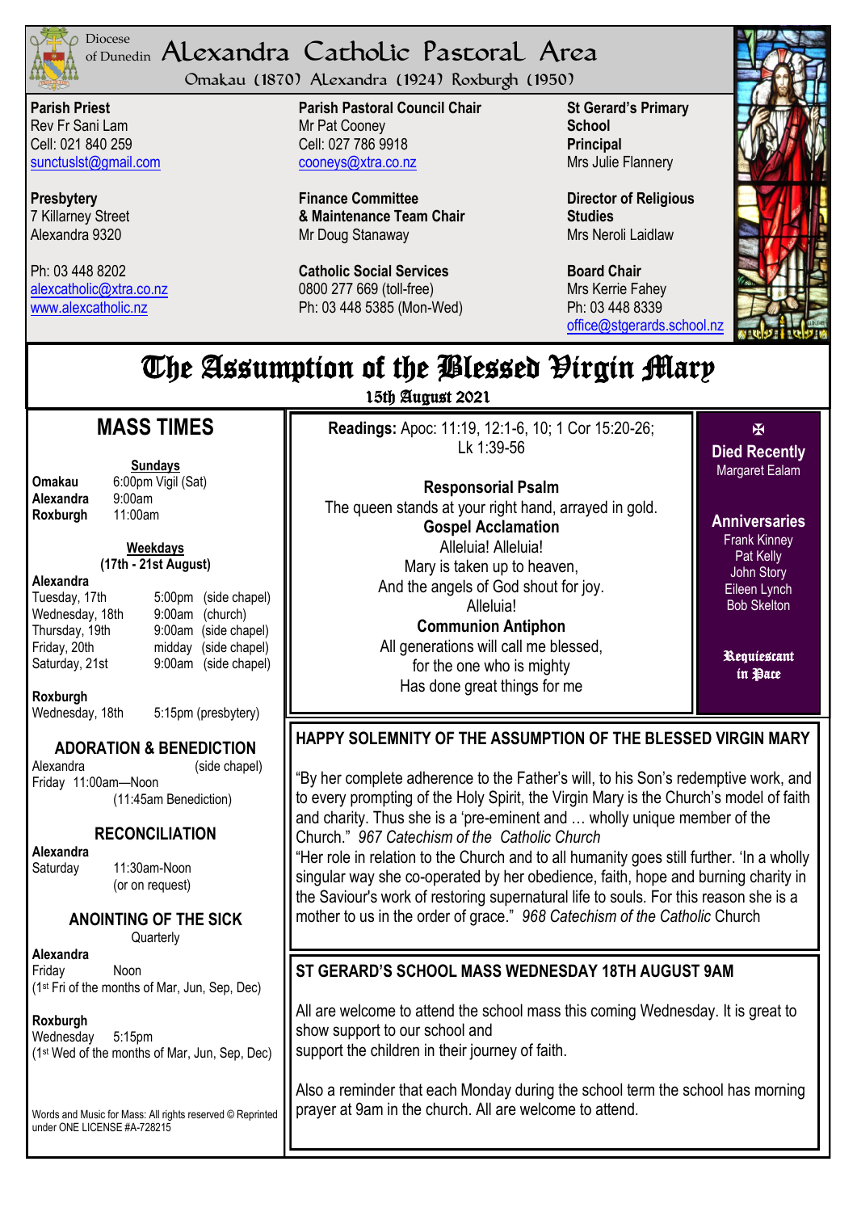Diocese of Dunedin

# Alexandra Catholic Pastoral Area

Omakau (1870) Alexandra (1924) Roxburgh (1950)

**Parish Priest**
Rev Fr Sani Lam
Cell: 021 840 259
suncluslst@gmail.com

**Presbytery**
7 Killarney Street
Alexandra 9320

Ph: 03 448 8202
alexcatholic@xtra.co.nz
www.alexcatholic.nz

**Parish Pastoral Council Chair**
Mr Pat Cooney
Cell: 027 786 9918
cooneys@xtra.co.nz

**Finance Committee & Maintenance Team Chair**
Mr Doug Stanaway

**Catholic Social Services**
0800 277 669 (toll-free)
Ph: 03 448 5385 (Mon-Wed)

**St Gerard's Primary School Principal**
Mrs Julie Flannery

**Director of Religious Studies**
Mrs Neroli Laidlaw

**Board Chair**
Mrs Kerrie Fahey
Ph: 03 448 8339
office@stgerards.school.nz

## The Assumption of the Blessed Virgin Mary

**15th August 2021**

## MASS TIMES

**Sundays**

| | |
|---|---|
| **Omakau** | 6:00pm Vigil (Sat) |
| **Alexandra** | 9:00am |
| **Roxburgh** | 11:00am |

**Weekdays**
**(17th - 21st August)**

**Alexandra**

| | | |
|---|---|---|
| Tuesday, 17th | 5:00pm | (side chapel) |
| Wednesday, 18th | 9:00am | (church) |
| Thursday, 19th | 9:00am | (side chapel) |
| Friday, 20th | midday | (side chapel) |
| Saturday, 21st | 9:00am | (side chapel) |

**Roxburgh**
Wednesday, 18th 5:15pm (presbytery)

### ADORATION & BENEDICTION

Alexandra (side chapel)
Friday 11:00am—Noon
(11:45am Benediction)

### RECONCILIATION

**Alexandra**
Saturday 11:30am-Noon
(or on request)

### ANOINTING OF THE SICK

Quarterly

**Alexandra**
Friday Noon
(1st Fri of the months of Mar, Jun, Sep, Dec)

**Roxburgh**
Wednesday 5:15pm
(1st Wed of the months of Mar, Jun, Sep, Dec)

Words and Music for Mass: All rights reserved © Reprinted under ONE LICENSE #A-728215

**Readings:** Apoc: 11:19, 12:1-6, 10; 1 Cor 15:20-26; Lk 1:39-56

**Responsorial Psalm**
The queen stands at your right hand, arrayed in gold.

**Gospel Acclamation**
Alleluia! Alleluia!
Mary is taken up to heaven,
And the angels of God shout for joy.
Alleluia!

**Communion Antiphon**
All generations will call me blessed,
for the one who is mighty
Has done great things for me

✠

**Died Recently**
Margaret Ealam

**Anniversaries**
Frank Kinney
Pat Kelly
John Story
Eileen Lynch
Bob Skelton

**Requiescant in Pace**

### HAPPY SOLEMNITY OF THE ASSUMPTION OF THE BLESSED VIRGIN MARY

"By her complete adherence to the Father's will, to his Son's redemptive work, and to every prompting of the Holy Spirit, the Virgin Mary is the Church's model of faith and charity. Thus she is a 'pre-eminent and … wholly unique member of the Church." *967 Catechism of the Catholic Church*

"Her role in relation to the Church and to all humanity goes still further. 'In a wholly singular way she co-operated by her obedience, faith, hope and burning charity in the Saviour's work of restoring supernatural life to souls. For this reason she is a mother to us in the order of grace." *968 Catechism of the Catholic* Church

### ST GERARD'S SCHOOL MASS WEDNESDAY 18TH AUGUST 9AM

All are welcome to attend the school mass this coming Wednesday. It is great to show support to our school and support the children in their journey of faith.

Also a reminder that each Monday during the school term the school has morning prayer at 9am in the church. All are welcome to attend.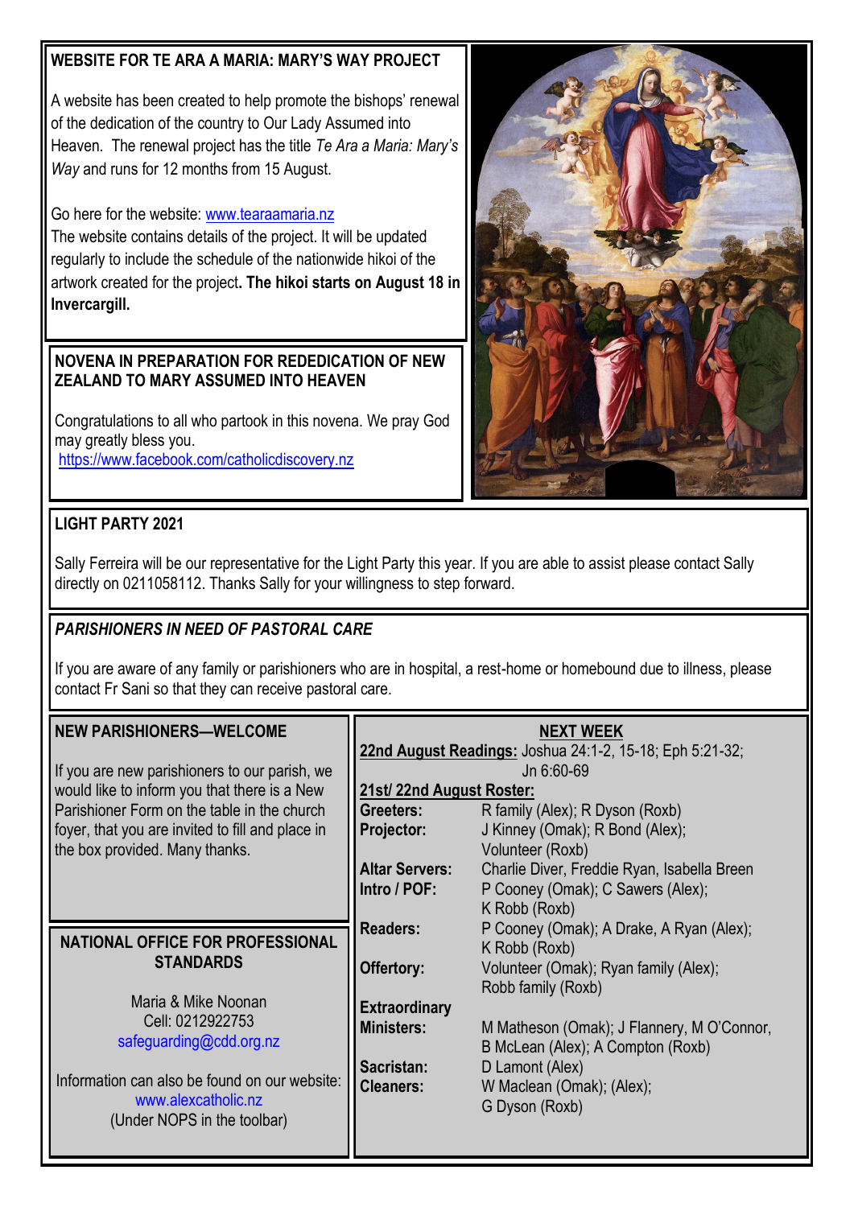## WEBSITE FOR TE ARA A MARIA: MARY'S WAY PROJECT

A website has been created to help promote the bishops' renewal of the dedication of the country to Our Lady Assumed into Heaven. The renewal project has the title *Te Ara a Maria: Mary's Way* and runs for 12 months from 15 August.

Go here for the website: www.tearaamaria.nz
The website contains details of the project. It will be updated regularly to include the schedule of the nationwide hikoi of the artwork created for the project. **The hikoi starts on August 18 in Invercargill.**

## NOVENA IN PREPARATION FOR REDEDICATION OF NEW ZEALAND TO MARY ASSUMED INTO HEAVEN

Congratulations to all who partook in this novena. We pray God may greatly bless you.
https://www.facebook.com/catholicdiscovery.nz

## LIGHT PARTY 2021

Sally Ferreira will be our representative for the Light Party this year. If you are able to assist please contact Sally directly on 0211058112. Thanks Sally for your willingness to step forward.

## *PARISHIONERS IN NEED OF PASTORAL CARE*

If you are aware of any family or parishioners who are in hospital, a rest-home or homebound due to illness, please contact Fr Sani so that they can receive pastoral care.

## NEW PARISHIONERS—WELCOME

If you are new parishioners to our parish, we would like to inform you that there is a New Parishioner Form on the table in the church foyer, that you are invited to fill and place in the box provided. Many thanks.

## NATIONAL OFFICE FOR PROFESSIONAL STANDARDS

Maria & Mike Noonan
Cell: 0212922753
safeguarding@cdd.org.nz

Information can also be found on our website:
www.alexcatholic.nz
(Under NOPS in the toolbar)

## NEXT WEEK

**22nd August Readings:** Joshua 24:1-2, 15-18; Eph 5:21-32; Jn 6:60-69

**21st/ 22nd August Roster:**

| | |
|---|---|
| **Greeters:** | R family (Alex); R Dyson (Roxb) |
| **Projector:** | J Kinney (Omak); R Bond (Alex); Volunteer (Roxb) |
| **Altar Servers:** | Charlie Diver, Freddie Ryan, Isabella Breen |
| **Intro / POF:** | P Cooney (Omak); C Sawers (Alex); K Robb (Roxb) |
| **Readers:** | P Cooney (Omak); A Drake, A Ryan (Alex); K Robb (Roxb) |
| **Offertory:** | Volunteer (Omak); Ryan family (Alex); Robb family (Roxb) |
| **Extraordinary Ministers:** | M Matheson (Omak); J Flannery, M O'Connor, B McLean (Alex); A Compton (Roxb) |
| **Sacristan:** | D Lamont (Alex) |
| **Cleaners:** | W Maclean (Omak); (Alex); G Dyson (Roxb) |